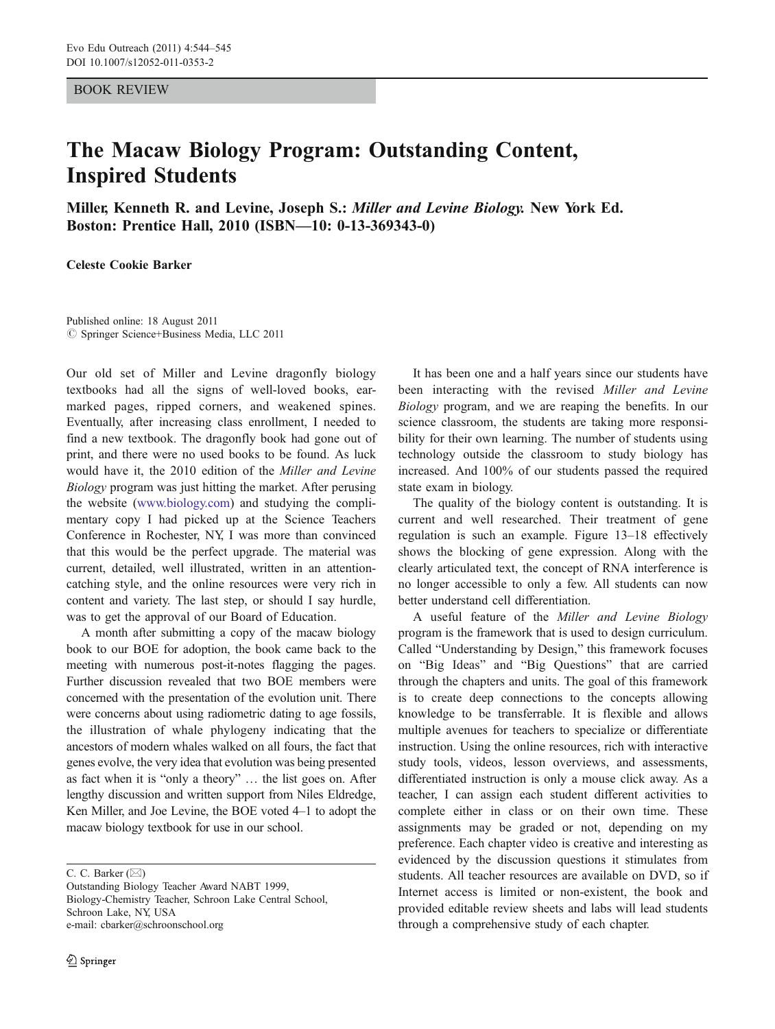BOOK REVIEW

# The Macaw Biology Program: Outstanding Content, Inspired Students

**Miller, Kenneth R. and Levine, Joseph S.: *Miller and Levine Biology.* New York Ed. Boston: Prentice Hall, 2010 (ISBN—10: 0-13-369343-0)**

**Celeste Cookie Barker**

Published online: 18 August 2011
© Springer Science+Business Media, LLC 2011

Our old set of Miller and Levine dragonfly biology textbooks had all the signs of well-loved books, ear-marked pages, ripped corners, and weakened spines. Eventually, after increasing class enrollment, I needed to find a new textbook. The dragonfly book had gone out of print, and there were no used books to be found. As luck would have it, the 2010 edition of the *Miller and Levine Biology* program was just hitting the market. After perusing the website (www.biology.com) and studying the complimentary copy I had picked up at the Science Teachers Conference in Rochester, NY, I was more than convinced that this would be the perfect upgrade. The material was current, detailed, well illustrated, written in an attention-catching style, and the online resources were very rich in content and variety. The last step, or should I say hurdle, was to get the approval of our Board of Education.

A month after submitting a copy of the macaw biology book to our BOE for adoption, the book came back to the meeting with numerous post-it-notes flagging the pages. Further discussion revealed that two BOE members were concerned with the presentation of the evolution unit. There were concerns about using radiometric dating to age fossils, the illustration of whale phylogeny indicating that the ancestors of modern whales walked on all fours, the fact that genes evolve, the very idea that evolution was being presented as fact when it is "only a theory" … the list goes on. After lengthy discussion and written support from Niles Eldredge, Ken Miller, and Joe Levine, the BOE voted 4–1 to adopt the macaw biology textbook for use in our school.

It has been one and a half years since our students have been interacting with the revised *Miller and Levine Biology* program, and we are reaping the benefits. In our science classroom, the students are taking more responsibility for their own learning. The number of students using technology outside the classroom to study biology has increased. And 100% of our students passed the required state exam in biology.

The quality of the biology content is outstanding. It is current and well researched. Their treatment of gene regulation is such an example. Figure 13–18 effectively shows the blocking of gene expression. Along with the clearly articulated text, the concept of RNA interference is no longer accessible to only a few. All students can now better understand cell differentiation.

A useful feature of the *Miller and Levine Biology* program is the framework that is used to design curriculum. Called "Understanding by Design," this framework focuses on "Big Ideas" and "Big Questions" that are carried through the chapters and units. The goal of this framework is to create deep connections to the concepts allowing knowledge to be transferrable. It is flexible and allows multiple avenues for teachers to specialize or differentiate instruction. Using the online resources, rich with interactive study tools, videos, lesson overviews, and assessments, differentiated instruction is only a mouse click away. As a teacher, I can assign each student different activities to complete either in class or on their own time. These assignments may be graded or not, depending on my preference. Each chapter video is creative and interesting as evidenced by the discussion questions it stimulates from students. All teacher resources are available on DVD, so if Internet access is limited or non-existent, the book and provided editable review sheets and labs will lead students through a comprehensive study of each chapter.

---

C. C. Barker (✉)
Outstanding Biology Teacher Award NABT 1999,
Biology-Chemistry Teacher, Schroon Lake Central School,
Schroon Lake, NY, USA
e-mail: cbarker@schroonschool.org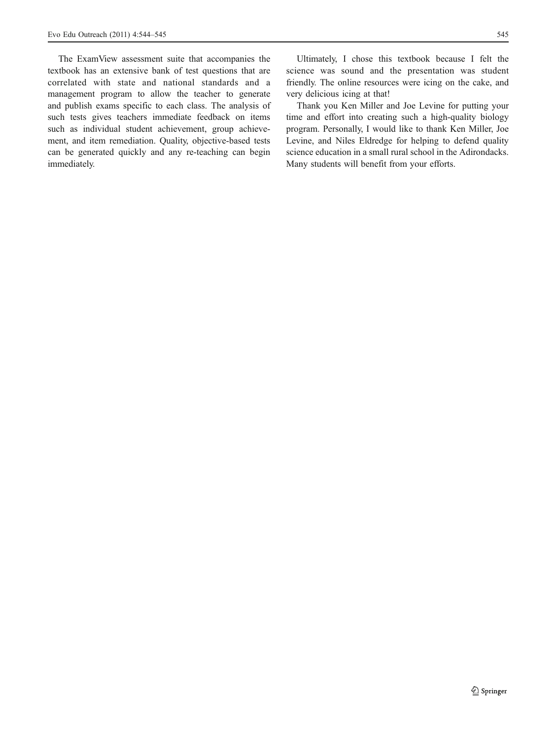The ExamView assessment suite that accompanies the textbook has an extensive bank of test questions that are correlated with state and national standards and a management program to allow the teacher to generate and publish exams specific to each class. The analysis of such tests gives teachers immediate feedback on items such as individual student achievement, group achievement, and item remediation. Quality, objective-based tests can be generated quickly and any re-teaching can begin immediately.

Ultimately, I chose this textbook because I felt the science was sound and the presentation was student friendly. The online resources were icing on the cake, and very delicious icing at that!

Thank you Ken Miller and Joe Levine for putting your time and effort into creating such a high-quality biology program. Personally, I would like to thank Ken Miller, Joe Levine, and Niles Eldredge for helping to defend quality science education in a small rural school in the Adirondacks. Many students will benefit from your efforts.